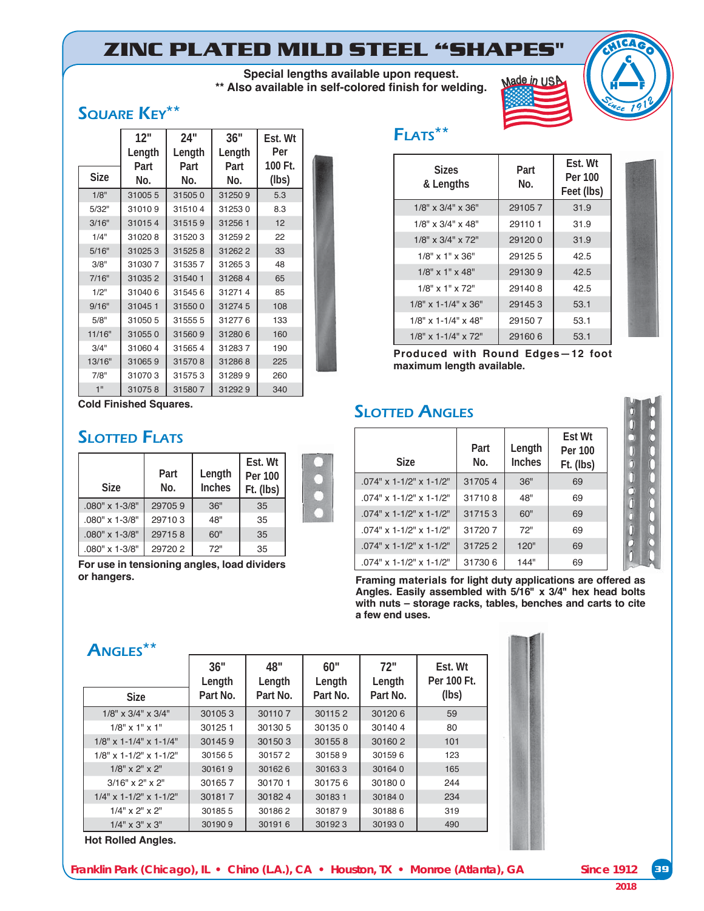# ZINC PLATED MILD STEEL "SHAPES"

**Special lengths available upon request.**
**** Also available in self-colored finish for welding.**

Made in USA

## Square Key**

| Size | 12" Length Part No. | 24" Length Part No. | 36" Length Part No. | Est. Wt Per 100 Ft. (lbs) |
|---|---|---|---|---|
| 1/8" | 31005 5 | 31505 0 | 31250 9 | 5.3 |
| 5/32" | 31010 9 | 31510 4 | 31253 0 | 8.3 |
| 3/16" | 31015 4 | 31515 9 | 31256 1 | 12 |
| 1/4" | 31020 8 | 31520 3 | 31259 2 | 22 |
| 5/16" | 31025 3 | 31525 8 | 31262 2 | 33 |
| 3/8" | 31030 7 | 31535 7 | 31265 3 | 48 |
| 7/16" | 31035 2 | 31540 1 | 31268 4 | 65 |
| 1/2" | 31040 6 | 31545 6 | 31271 4 | 85 |
| 9/16" | 31045 1 | 31550 0 | 31274 5 | 108 |
| 5/8" | 31050 5 | 31555 5 | 31277 6 | 133 |
| 11/16" | 31055 0 | 31560 9 | 31280 6 | 160 |
| 3/4" | 31060 4 | 31565 4 | 31283 7 | 190 |
| 13/16" | 31065 9 | 31570 8 | 31286 8 | 225 |
| 7/8" | 31070 3 | 31575 3 | 31289 9 | 260 |
| 1" | 31075 8 | 31580 7 | 31292 9 | 340 |

**Cold Finished Squares.**

## Flats**

| Sizes & Lengths | Part No. | Est. Wt Per 100 Feet (lbs) |
|---|---|---|
| 1/8" x 3/4" x 36" | 29105 7 | 31.9 |
| 1/8" x 3/4" x 48" | 29110 1 | 31.9 |
| 1/8" x 3/4" x 72" | 29120 0 | 31.9 |
| 1/8" x 1" x 36" | 29125 5 | 42.5 |
| 1/8" x 1" x 48" | 29130 9 | 42.5 |
| 1/8" x 1" x 72" | 29140 8 | 42.5 |
| 1/8" x 1-1/4" x 36" | 29145 3 | 53.1 |
| 1/8" x 1-1/4" x 48" | 29150 7 | 53.1 |
| 1/8" x 1-1/4" x 72" | 29160 6 | 53.1 |

**Produced with Round Edges—12 foot maximum length available.**

## Slotted Flats

| Size | Part No. | Length Inches | Est. Wt Per 100 Ft. (lbs) |
|---|---|---|---|
| .080" x 1-3/8" | 29705 9 | 36" | 35 |
| .080" x 1-3/8" | 29710 3 | 48" | 35 |
| .080" x 1-3/8" | 29715 8 | 60" | 35 |
| .080" x 1-3/8" | 29720 2 | 72" | 35 |

**For use in tensioning angles, load dividers or hangers.**

## Slotted Angles

| Size | Part No. | Length Inches | Est Wt Per 100 Ft. (lbs) |
|---|---|---|---|
| .074" x 1-1/2" x 1-1/2" | 31705 4 | 36" | 69 |
| .074" x 1-1/2" x 1-1/2" | 31710 8 | 48" | 69 |
| .074" x 1-1/2" x 1-1/2" | 31715 3 | 60" | 69 |
| .074" x 1-1/2" x 1-1/2" | 31720 7 | 72" | 69 |
| .074" x 1-1/2" x 1-1/2" | 31725 2 | 120" | 69 |
| .074" x 1-1/2" x 1-1/2" | 31730 6 | 144" | 69 |

**Framing materials for light duty applications are offered as Angles. Easily assembled with 5/16" x 3/4" hex head bolts with nuts – storage racks, tables, benches and carts to cite a few end uses.**

## Angles**

| Size | 36" Length Part No. | 48" Length Part No. | 60" Length Part No. | 72" Length Part No. | Est. Wt Per 100 Ft. (lbs) |
|---|---|---|---|---|---|
| 1/8" x 3/4" x 3/4" | 30105 3 | 30110 7 | 30115 2 | 30120 6 | 59 |
| 1/8" x 1" x 1" | 30125 1 | 30130 5 | 30135 0 | 30140 4 | 80 |
| 1/8" x 1-1/4" x 1-1/4" | 30145 9 | 30150 3 | 30155 8 | 30160 2 | 101 |
| 1/8" x 1-1/2" x 1-1/2" | 30156 5 | 30157 2 | 30158 9 | 30159 6 | 123 |
| 1/8" x 2" x 2" | 30161 9 | 30162 6 | 30163 3 | 30164 0 | 165 |
| 3/16" x 2" x 2" | 30165 7 | 30170 1 | 30175 6 | 30180 0 | 244 |
| 1/4" x 1-1/2" x 1-1/2" | 30181 7 | 30182 4 | 30183 1 | 30184 0 | 234 |
| 1/4" x 2" x 2" | 30185 5 | 30186 2 | 30187 9 | 30188 6 | 319 |
| 1/4" x 3" x 3" | 30190 9 | 30191 6 | 30192 3 | 30193 0 | 490 |

**Hot Rolled Angles.**

Franklin Park (Chicago), IL • Chino (L.A.), CA • Houston, TX • Monroe (Atlanta), GA — Since 1912 — 2018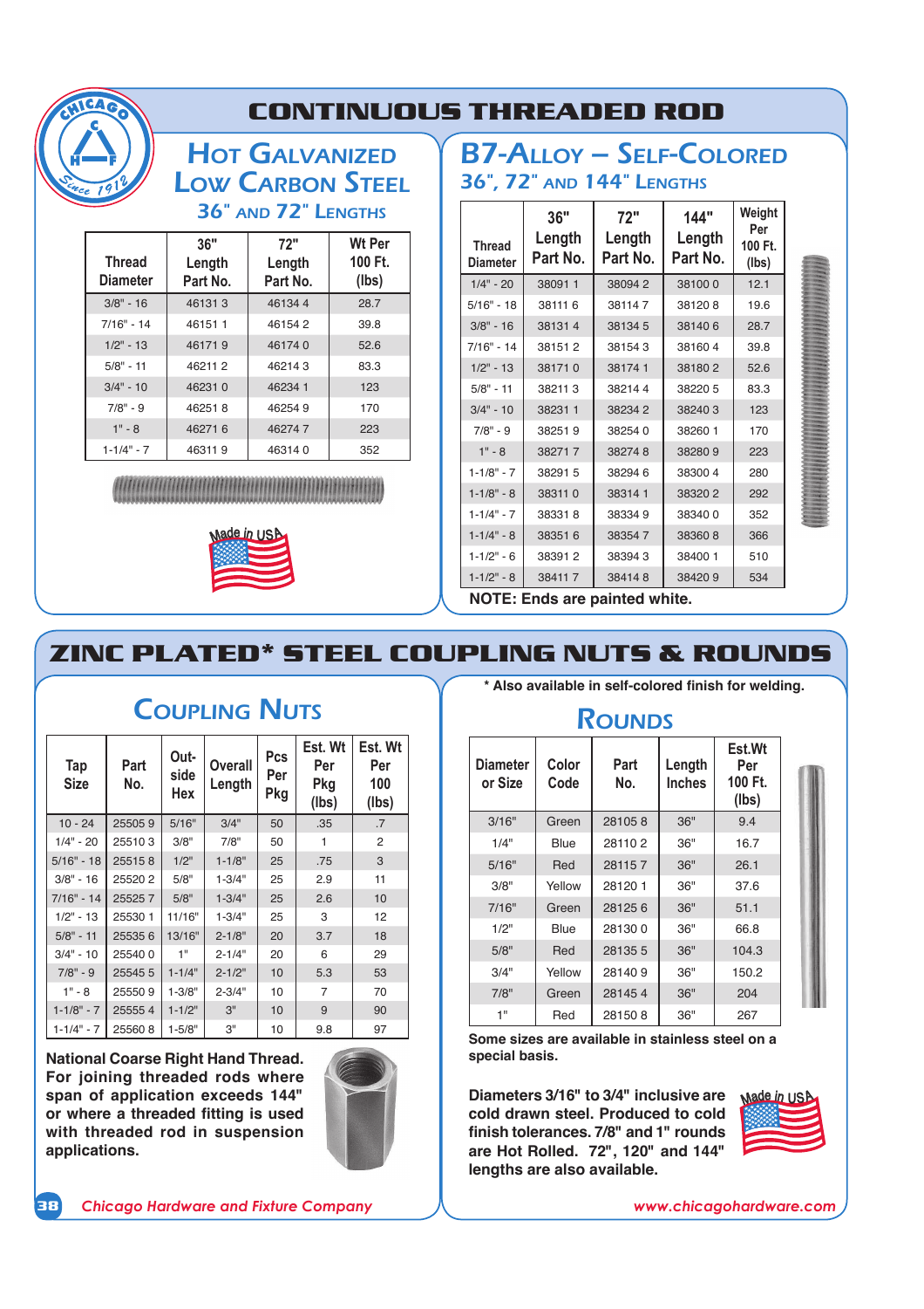# CONTINUOUS THREADED ROD

## Hot Galvanized Low Carbon Steel

### 36" and 72" Lengths

| Thread Diameter | 36" Length Part No. | 72" Length Part No. | Wt Per 100 Ft. (lbs) |
|---|---|---|---|
| 3/8" - 16 | 46131 3 | 46134 4 | 28.7 |
| 7/16" - 14 | 46151 1 | 46154 2 | 39.8 |
| 1/2" - 13 | 46171 9 | 46174 0 | 52.6 |
| 5/8" - 11 | 46211 2 | 46214 3 | 83.3 |
| 3/4" - 10 | 46231 0 | 46234 1 | 123 |
| 7/8" - 9 | 46251 8 | 46254 9 | 170 |
| 1" - 8 | 46271 6 | 46274 7 | 223 |
| 1-1/4" - 7 | 46311 9 | 46314 0 | 352 |

Made in USA

## B7-Alloy – Self-Colored

### 36", 72" and 144" Lengths

| Thread Diameter | 36" Length Part No. | 72" Length Part No. | 144" Length Part No. | Weight Per 100 Ft. (lbs) |
|---|---|---|---|---|
| 1/4" - 20 | 38091 1 | 38094 2 | 38100 0 | 12.1 |
| 5/16" - 18 | 38111 6 | 38114 7 | 38120 8 | 19.6 |
| 3/8" - 16 | 38131 4 | 38134 5 | 38140 6 | 28.7 |
| 7/16" - 14 | 38151 2 | 38154 3 | 38160 4 | 39.8 |
| 1/2" - 13 | 38171 0 | 38174 1 | 38180 2 | 52.6 |
| 5/8" - 11 | 38211 3 | 38214 4 | 38220 5 | 83.3 |
| 3/4" - 10 | 38231 1 | 38234 2 | 38240 3 | 123 |
| 7/8" - 9 | 38251 9 | 38254 0 | 38260 1 | 170 |
| 1" - 8 | 38271 7 | 38274 8 | 38280 9 | 223 |
| 1-1/8" - 7 | 38291 5 | 38294 6 | 38300 4 | 280 |
| 1-1/8" - 8 | 38311 0 | 38314 1 | 38320 2 | 292 |
| 1-1/4" - 7 | 38331 8 | 38334 9 | 38340 0 | 352 |
| 1-1/4" - 8 | 38351 6 | 38354 7 | 38360 8 | 366 |
| 1-1/2" - 6 | 38391 2 | 38394 3 | 38400 1 | 510 |
| 1-1/2" - 8 | 38411 7 | 38414 8 | 38420 9 | 534 |

**NOTE: Ends are painted white.**

# ZINC PLATED* STEEL COUPLING NUTS & ROUNDS

## Coupling Nuts

| Tap Size | Part No. | Out-side Hex | Overall Length | Pcs Per Pkg | Est. Wt Per Pkg (lbs) | Est. Wt Per 100 (lbs) |
|---|---|---|---|---|---|---|
| 10 - 24 | 25505 9 | 5/16" | 3/4" | 50 | .35 | .7 |
| 1/4" - 20 | 25510 3 | 3/8" | 7/8" | 50 | 1 | 2 |
| 5/16" - 18 | 25515 8 | 1/2" | 1-1/8" | 25 | .75 | 3 |
| 3/8" - 16 | 25520 2 | 5/8" | 1-3/4" | 25 | 2.9 | 11 |
| 7/16" - 14 | 25525 7 | 5/8" | 1-3/4" | 25 | 2.6 | 10 |
| 1/2" - 13 | 25530 1 | 11/16" | 1-3/4" | 25 | 3 | 12 |
| 5/8" - 11 | 25535 6 | 13/16" | 2-1/8" | 20 | 3.7 | 18 |
| 3/4" - 10 | 25540 0 | 1" | 2-1/4" | 20 | 6 | 29 |
| 7/8" - 9 | 25545 5 | 1-1/4" | 2-1/2" | 10 | 5.3 | 53 |
| 1" - 8 | 25550 9 | 1-3/8" | 2-3/4" | 10 | 7 | 70 |
| 1-1/8" - 7 | 25555 4 | 1-1/2" | 3" | 10 | 9 | 90 |
| 1-1/4" - 7 | 25560 8 | 1-5/8" | 3" | 10 | 9.8 | 97 |

**National Coarse Right Hand Thread. For joining threaded rods where span of application exceeds 144" or where a threaded fitting is used with threaded rod in suspension applications.**

**\* Also available in self-colored finish for welding.**

## Rounds

| Diameter or Size | Color Code | Part No. | Length Inches | Est.Wt Per 100 Ft. (lbs) |
|---|---|---|---|---|
| 3/16" | Green | 28105 8 | 36" | 9.4 |
| 1/4" | Blue | 28110 2 | 36" | 16.7 |
| 5/16" | Red | 28115 7 | 36" | 26.1 |
| 3/8" | Yellow | 28120 1 | 36" | 37.6 |
| 7/16" | Green | 28125 6 | 36" | 51.1 |
| 1/2" | Blue | 28130 0 | 36" | 66.8 |
| 5/8" | Red | 28135 5 | 36" | 104.3 |
| 3/4" | Yellow | 28140 9 | 36" | 150.2 |
| 7/8" | Green | 28145 4 | 36" | 204 |
| 1" | Red | 28150 8 | 36" | 267 |

**Some sizes are available in stainless steel on a special basis.**

**Diameters 3/16" to 3/4" inclusive are cold drawn steel. Produced to cold finish tolerances. 7/8" and 1" rounds are Hot Rolled. 72", 120" and 144" lengths are also available.**

Made in USA